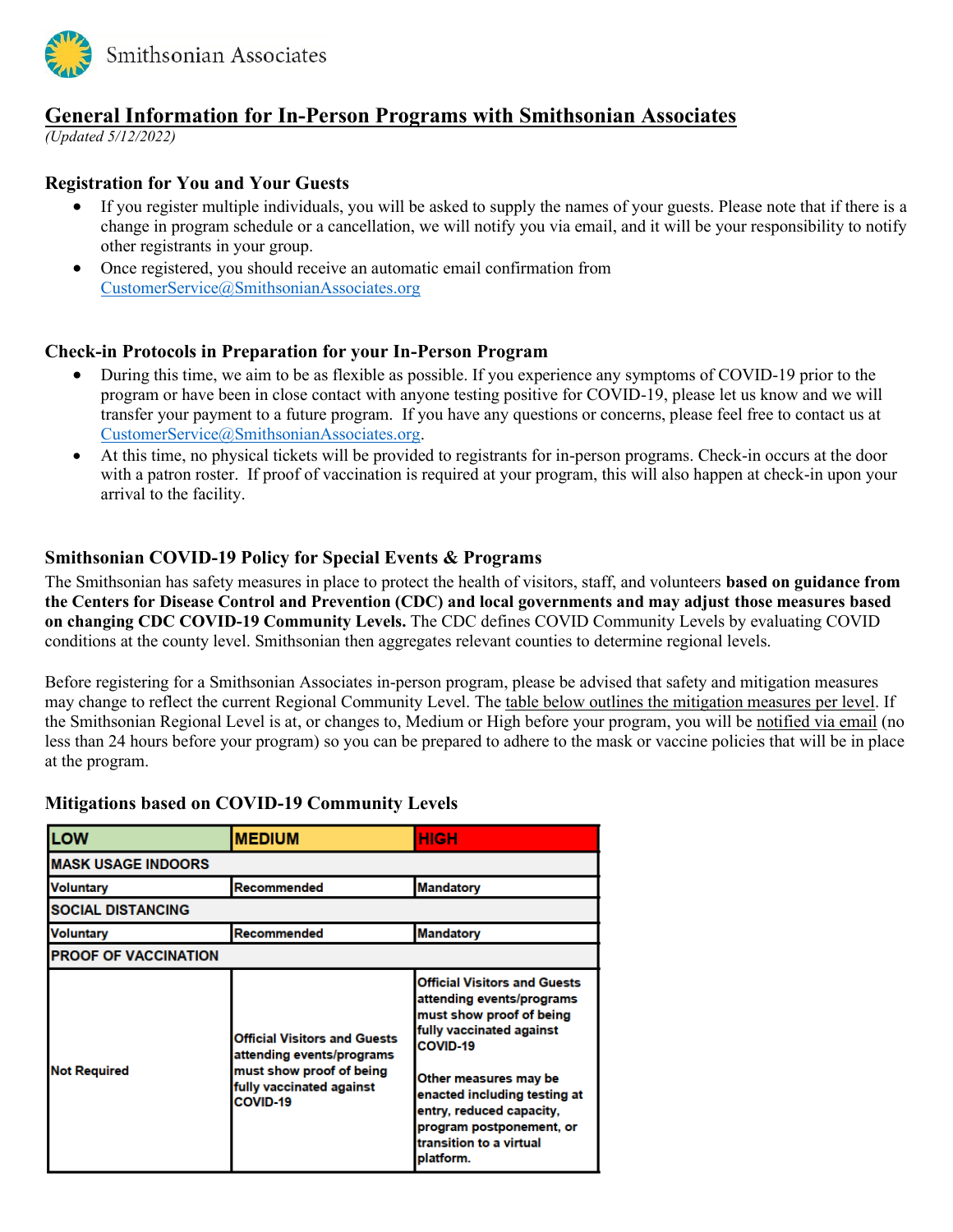Smithsonian Associates

# General Information for In-Person Programs with Smithsonian Associates

*(Updated 5/12/2022)*

### Registration for You and Your Guests

- If you register multiple individuals, you will be asked to supply the names of your guests. Please note that if there is a change in program schedule or a cancellation, we will notify you via email, and it will be your responsibility to notify other registrants in your group.
- Once registered, you should receive an automatic email confirmation from CustomerService@SmithsonianAssociates.org

### Check-in Protocols in Preparation for your In-Person Program

- During this time, we aim to be as flexible as possible. If you experience any symptoms of COVID-19 prior to the program or have been in close contact with anyone testing positive for COVID-19, please let us know and we will transfer your payment to a future program. If you have any questions or concerns, please feel free to contact us at CustomerService@SmithsonianAssociates.org.
- At this time, no physical tickets will be provided to registrants for in-person programs. Check-in occurs at the door with a patron roster. If proof of vaccination is required at your program, this will also happen at check-in upon your arrival to the facility.

### Smithsonian COVID-19 Policy for Special Events & Programs

The Smithsonian has safety measures in place to protect the health of visitors, staff, and volunteers **based on guidance from the Centers for Disease Control and Prevention (CDC) and local governments and may adjust those measures based on changing CDC COVID-19 Community Levels.** The CDC defines COVID Community Levels by evaluating COVID conditions at the county level. Smithsonian then aggregates relevant counties to determine regional levels.

Before registering for a Smithsonian Associates in-person program, please be advised that safety and mitigation measures may change to reflect the current Regional Community Level. The table below outlines the mitigation measures per level. If the Smithsonian Regional Level is at, or changes to, Medium or High before your program, you will be notified via email (no less than 24 hours before your program) so you can be prepared to adhere to the mask or vaccine policies that will be in place at the program.

### Mitigations based on COVID-19 Community Levels

| LOW | MEDIUM | HIGH |
|---|---|---|
| **MASK USAGE INDOORS** | | |
| Voluntary | Recommended | Mandatory |
| **SOCIAL DISTANCING** | | |
| Voluntary | Recommended | Mandatory |
| **PROOF OF VACCINATION** | | |
| Not Required | Official Visitors and Guests attending events/programs must show proof of being fully vaccinated against COVID-19 | Official Visitors and Guests attending events/programs must show proof of being fully vaccinated against COVID-19<br><br>Other measures may be enacted including testing at entry, reduced capacity, program postponement, or transition to a virtual platform. |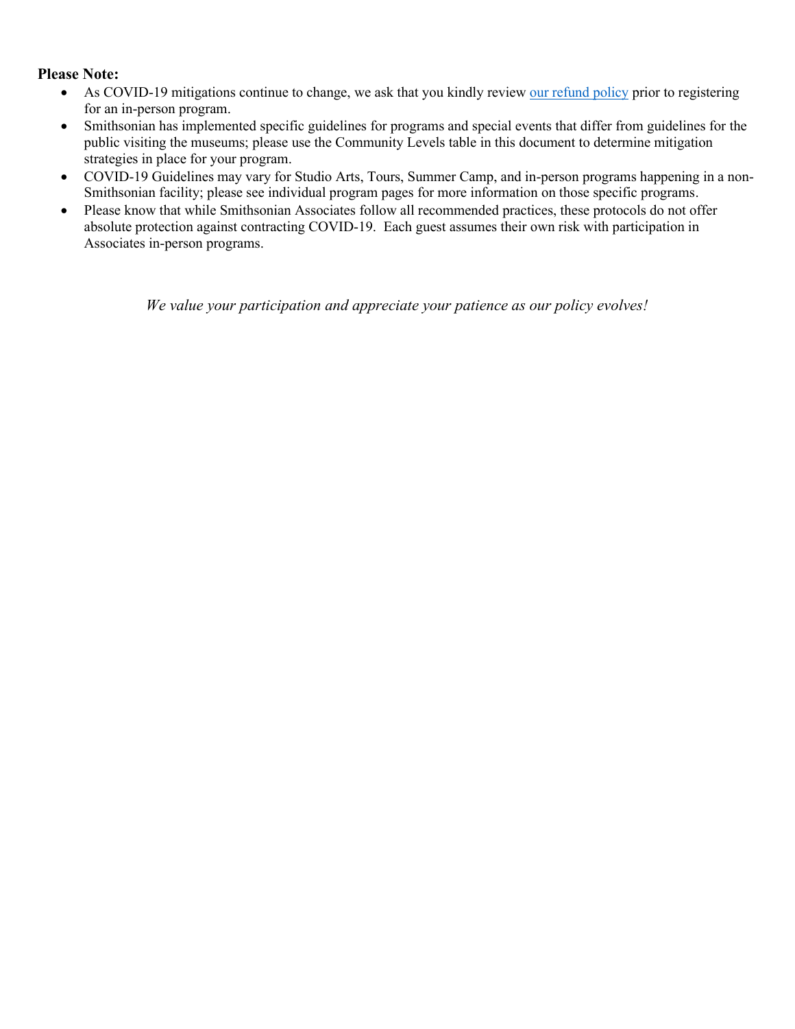**Please Note:**

- As COVID-19 mitigations continue to change, we ask that you kindly review [our refund policy]() prior to registering for an in-person program.
- Smithsonian has implemented specific guidelines for programs and special events that differ from guidelines for the public visiting the museums; please use the Community Levels table in this document to determine mitigation strategies in place for your program.
- COVID-19 Guidelines may vary for Studio Arts, Tours, Summer Camp, and in-person programs happening in a non-Smithsonian facility; please see individual program pages for more information on those specific programs.
- Please know that while Smithsonian Associates follow all recommended practices, these protocols do not offer absolute protection against contracting COVID-19. Each guest assumes their own risk with participation in Associates in-person programs.

*We value your participation and appreciate your patience as our policy evolves!*